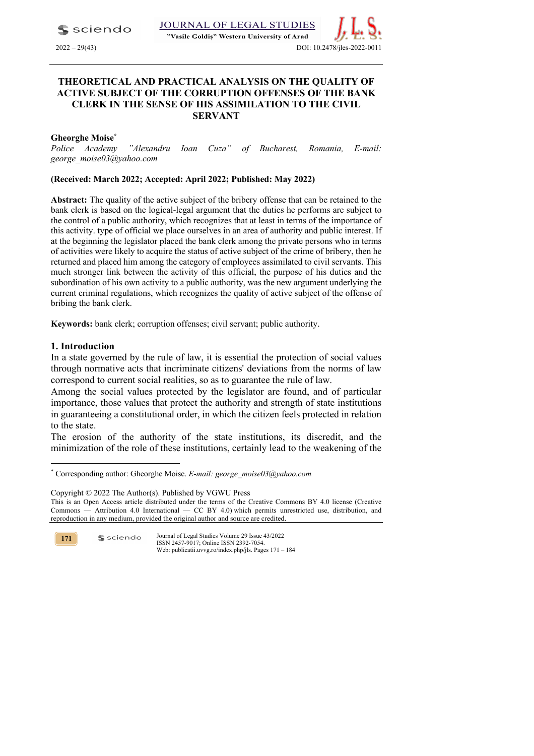# THEORETICAL AND PRACTICAL ANALYSIS ON THE QUALITY OF ACTIVE SUBJECT OF THE CORRUPTION OFFENSES OF THE BANK CLERK IN THE SENSE OF HIS ASSIMILATION TO THE CIVIL SERVANT

**Gheorghe Moise***

*Police Academy "Alexandru Ioan Cuza" of Bucharest, Romania, E-mail: george_moise03@yahoo.com*

**(Received: March 2022; Accepted: April 2022; Published: May 2022)**

**Abstract:** The quality of the active subject of the bribery offense that can be retained to the bank clerk is based on the logical-legal argument that the duties he performs are subject to the control of a public authority, which recognizes that at least in terms of the importance of this activity. type of official we place ourselves in an area of authority and public interest. If at the beginning the legislator placed the bank clerk among the private persons who in terms of activities were likely to acquire the status of active subject of the crime of bribery, then he returned and placed him among the category of employees assimilated to civil servants. This much stronger link between the activity of this official, the purpose of his duties and the subordination of his own activity to a public authority, was the new argument underlying the current criminal regulations, which recognizes the quality of active subject of the offense of bribing the bank clerk.

**Keywords:** bank clerk; corruption offenses; civil servant; public authority.

## 1. Introduction

In a state governed by the rule of law, it is essential the protection of social values through normative acts that incriminate citizens' deviations from the norms of law correspond to current social realities, so as to guarantee the rule of law.

Among the social values protected by the legislator are found, and of particular importance, those values that protect the authority and strength of state institutions in guaranteeing a constitutional order, in which the citizen feels protected in relation to the state.

The erosion of the authority of the state institutions, its discredit, and the minimization of the role of these institutions, certainly lead to the weakening of the

* Corresponding author: Gheorghe Moise. *E-mail: george_moise03@yahoo.com*

Copyright © 2022 The Author(s). Published by VGWU Press

This is an Open Access article distributed under the terms of the Creative Commons BY 4.0 license (Creative Commons — Attribution 4.0 International — CC BY 4.0) which permits unrestricted use, distribution, and reproduction in any medium, provided the original author and source are credited.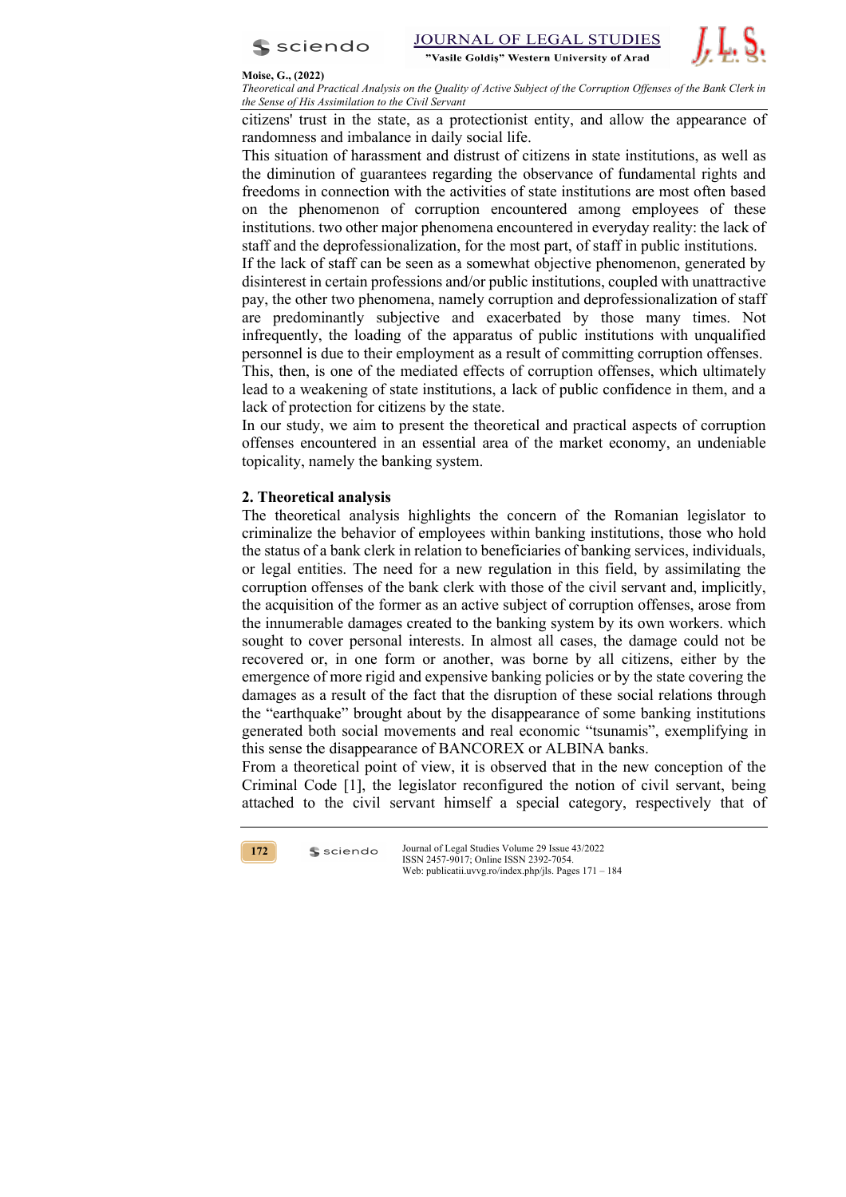citizens' trust in the state, as a protectionist entity, and allow the appearance of randomness and imbalance in daily social life.

This situation of harassment and distrust of citizens in state institutions, as well as the diminution of guarantees regarding the observance of fundamental rights and freedoms in connection with the activities of state institutions are most often based on the phenomenon of corruption encountered among employees of these institutions. two other major phenomena encountered in everyday reality: the lack of staff and the deprofessionalization, for the most part, of staff in public institutions.

If the lack of staff can be seen as a somewhat objective phenomenon, generated by disinterest in certain professions and/or public institutions, coupled with unattractive pay, the other two phenomena, namely corruption and deprofessionalization of staff are predominantly subjective and exacerbated by those many times. Not infrequently, the loading of the apparatus of public institutions with unqualified personnel is due to their employment as a result of committing corruption offenses. This, then, is one of the mediated effects of corruption offenses, which ultimately lead to a weakening of state institutions, a lack of public confidence in them, and a lack of protection for citizens by the state.

In our study, we aim to present the theoretical and practical aspects of corruption offenses encountered in an essential area of the market economy, an undeniable topicality, namely the banking system.

## 2. Theoretical analysis

The theoretical analysis highlights the concern of the Romanian legislator to criminalize the behavior of employees within banking institutions, those who hold the status of a bank clerk in relation to beneficiaries of banking services, individuals, or legal entities. The need for a new regulation in this field, by assimilating the corruption offenses of the bank clerk with those of the civil servant and, implicitly, the acquisition of the former as an active subject of corruption offenses, arose from the innumerable damages created to the banking system by its own workers. which sought to cover personal interests. In almost all cases, the damage could not be recovered or, in one form or another, was borne by all citizens, either by the emergence of more rigid and expensive banking policies or by the state covering the damages as a result of the fact that the disruption of these social relations through the "earthquake" brought about by the disappearance of some banking institutions generated both social movements and real economic "tsunamis", exemplifying in this sense the disappearance of BANCOREX or ALBINA banks.

From a theoretical point of view, it is observed that in the new conception of the Criminal Code [1], the legislator reconfigured the notion of civil servant, being attached to the civil servant himself a special category, respectively that of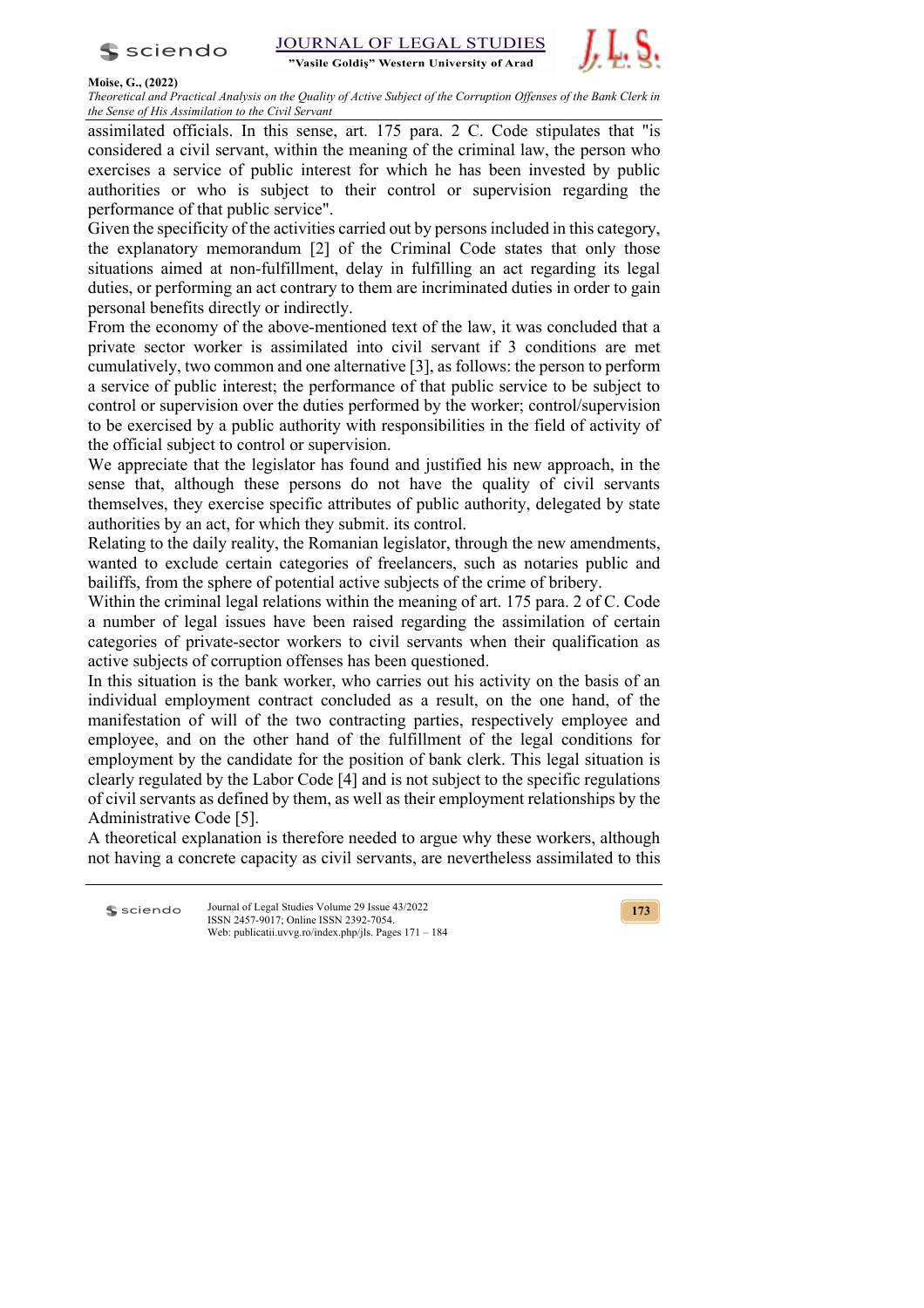assimilated officials. In this sense, art. 175 para. 2 C. Code stipulates that "is considered a civil servant, within the meaning of the criminal law, the person who exercises a service of public interest for which he has been invested by public authorities or who is subject to their control or supervision regarding the performance of that public service".

Given the specificity of the activities carried out by persons included in this category, the explanatory memorandum [2] of the Criminal Code states that only those situations aimed at non-fulfillment, delay in fulfilling an act regarding its legal duties, or performing an act contrary to them are incriminated duties in order to gain personal benefits directly or indirectly.

From the economy of the above-mentioned text of the law, it was concluded that a private sector worker is assimilated into civil servant if 3 conditions are met cumulatively, two common and one alternative [3], as follows: the person to perform a service of public interest; the performance of that public service to be subject to control or supervision over the duties performed by the worker; control/supervision to be exercised by a public authority with responsibilities in the field of activity of the official subject to control or supervision.

We appreciate that the legislator has found and justified his new approach, in the sense that, although these persons do not have the quality of civil servants themselves, they exercise specific attributes of public authority, delegated by state authorities by an act, for which they submit. its control.

Relating to the daily reality, the Romanian legislator, through the new amendments, wanted to exclude certain categories of freelancers, such as notaries public and bailiffs, from the sphere of potential active subjects of the crime of bribery.

Within the criminal legal relations within the meaning of art. 175 para. 2 of C. Code a number of legal issues have been raised regarding the assimilation of certain categories of private-sector workers to civil servants when their qualification as active subjects of corruption offenses has been questioned.

In this situation is the bank worker, who carries out his activity on the basis of an individual employment contract concluded as a result, on the one hand, of the manifestation of will of the two contracting parties, respectively employee and employee, and on the other hand of the fulfillment of the legal conditions for employment by the candidate for the position of bank clerk. This legal situation is clearly regulated by the Labor Code [4] and is not subject to the specific regulations of civil servants as defined by them, as well as their employment relationships by the Administrative Code [5].

A theoretical explanation is therefore needed to argue why these workers, although not having a concrete capacity as civil servants, are nevertheless assimilated to this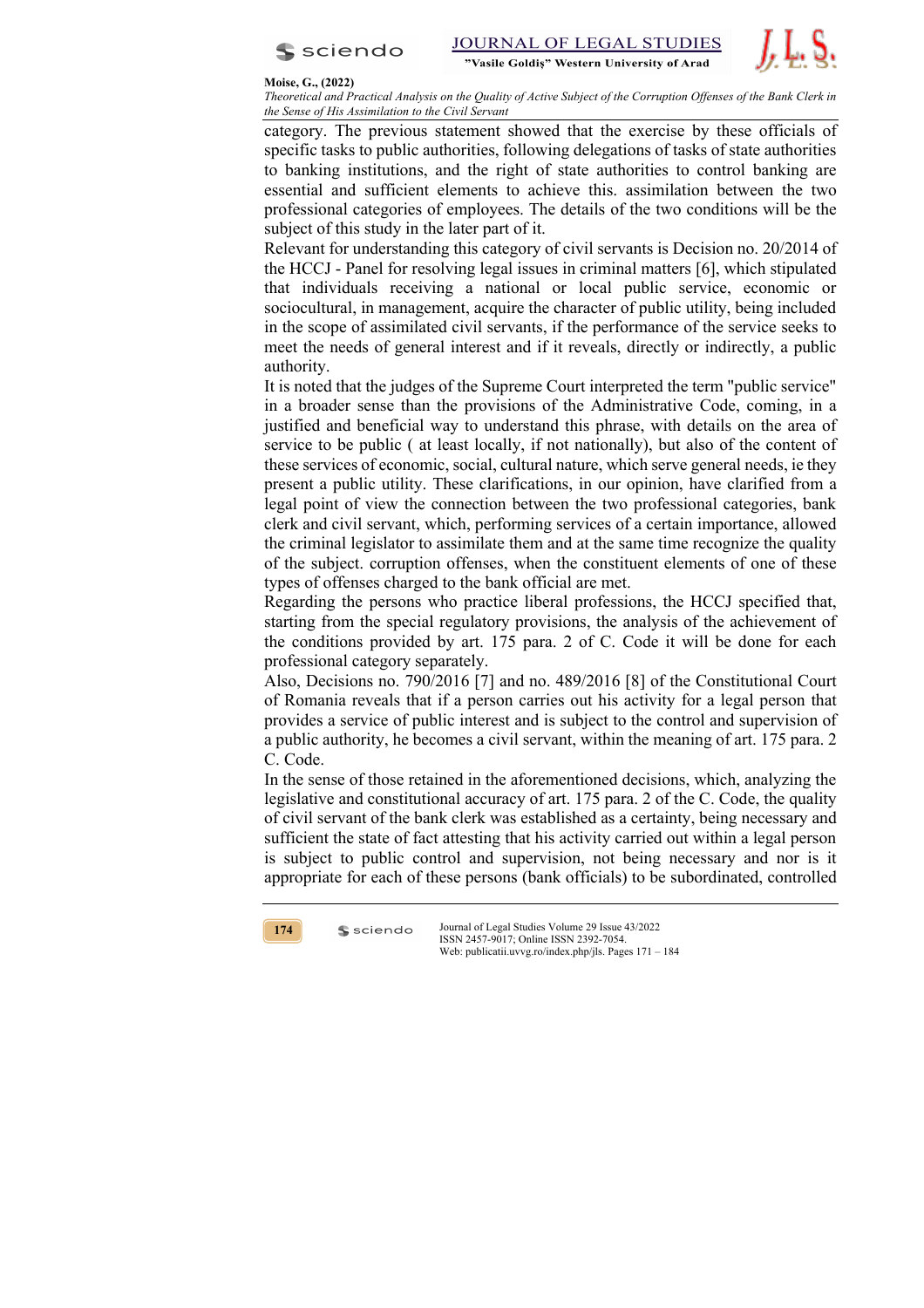category. The previous statement showed that the exercise by these officials of specific tasks to public authorities, following delegations of tasks of state authorities to banking institutions, and the right of state authorities to control banking are essential and sufficient elements to achieve this. assimilation between the two professional categories of employees. The details of the two conditions will be the subject of this study in the later part of it.

Relevant for understanding this category of civil servants is Decision no. 20/2014 of the HCCJ - Panel for resolving legal issues in criminal matters [6], which stipulated that individuals receiving a national or local public service, economic or sociocultural, in management, acquire the character of public utility, being included in the scope of assimilated civil servants, if the performance of the service seeks to meet the needs of general interest and if it reveals, directly or indirectly, a public authority.

It is noted that the judges of the Supreme Court interpreted the term "public service" in a broader sense than the provisions of the Administrative Code, coming, in a justified and beneficial way to understand this phrase, with details on the area of service to be public ( at least locally, if not nationally), but also of the content of these services of economic, social, cultural nature, which serve general needs, ie they present a public utility. These clarifications, in our opinion, have clarified from a legal point of view the connection between the two professional categories, bank clerk and civil servant, which, performing services of a certain importance, allowed the criminal legislator to assimilate them and at the same time recognize the quality of the subject. corruption offenses, when the constituent elements of one of these types of offenses charged to the bank official are met.

Regarding the persons who practice liberal professions, the HCCJ specified that, starting from the special regulatory provisions, the analysis of the achievement of the conditions provided by art. 175 para. 2 of C. Code it will be done for each professional category separately.

Also, Decisions no. 790/2016 [7] and no. 489/2016 [8] of the Constitutional Court of Romania reveals that if a person carries out his activity for a legal person that provides a service of public interest and is subject to the control and supervision of a public authority, he becomes a civil servant, within the meaning of art. 175 para. 2 C. Code.

In the sense of those retained in the aforementioned decisions, which, analyzing the legislative and constitutional accuracy of art. 175 para. 2 of the C. Code, the quality of civil servant of the bank clerk was established as a certainty, being necessary and sufficient the state of fact attesting that his activity carried out within a legal person is subject to public control and supervision, not being necessary and nor is it appropriate for each of these persons (bank officials) to be subordinated, controlled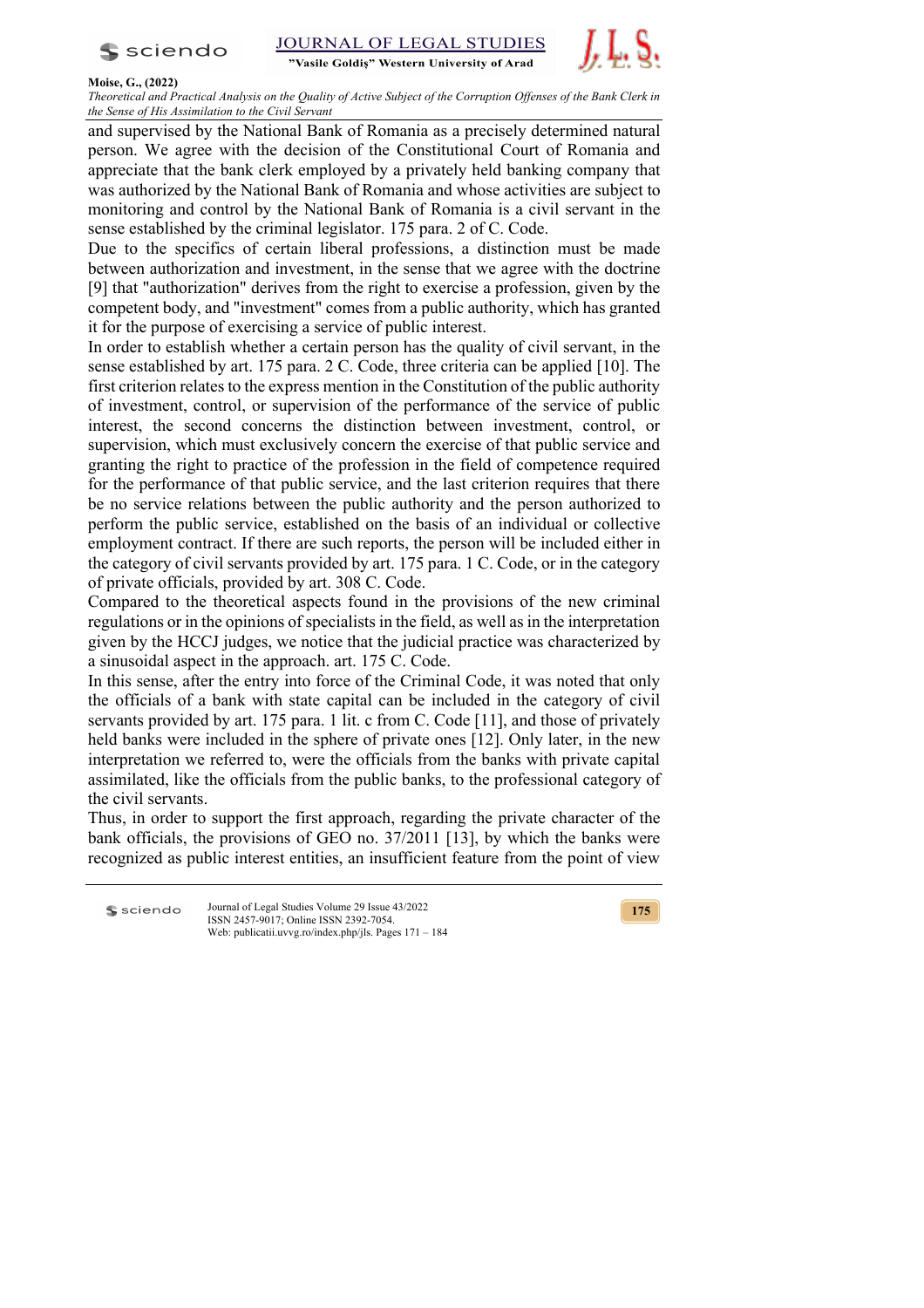and supervised by the National Bank of Romania as a precisely determined natural person. We agree with the decision of the Constitutional Court of Romania and appreciate that the bank clerk employed by a privately held banking company that was authorized by the National Bank of Romania and whose activities are subject to monitoring and control by the National Bank of Romania is a civil servant in the sense established by the criminal legislator. 175 para. 2 of C. Code.

Due to the specifics of certain liberal professions, a distinction must be made between authorization and investment, in the sense that we agree with the doctrine [9] that "authorization" derives from the right to exercise a profession, given by the competent body, and "investment" comes from a public authority, which has granted it for the purpose of exercising a service of public interest.

In order to establish whether a certain person has the quality of civil servant, in the sense established by art. 175 para. 2 C. Code, three criteria can be applied [10]. The first criterion relates to the express mention in the Constitution of the public authority of investment, control, or supervision of the performance of the service of public interest, the second concerns the distinction between investment, control, or supervision, which must exclusively concern the exercise of that public service and granting the right to practice of the profession in the field of competence required for the performance of that public service, and the last criterion requires that there be no service relations between the public authority and the person authorized to perform the public service, established on the basis of an individual or collective employment contract. If there are such reports, the person will be included either in the category of civil servants provided by art. 175 para. 1 C. Code, or in the category of private officials, provided by art. 308 C. Code.

Compared to the theoretical aspects found in the provisions of the new criminal regulations or in the opinions of specialists in the field, as well as in the interpretation given by the HCCJ judges, we notice that the judicial practice was characterized by a sinusoidal aspect in the approach. art. 175 C. Code.

In this sense, after the entry into force of the Criminal Code, it was noted that only the officials of a bank with state capital can be included in the category of civil servants provided by art. 175 para. 1 lit. c from C. Code [11], and those of privately held banks were included in the sphere of private ones [12]. Only later, in the new interpretation we referred to, were the officials from the banks with private capital assimilated, like the officials from the public banks, to the professional category of the civil servants.

Thus, in order to support the first approach, regarding the private character of the bank officials, the provisions of GEO no. 37/2011 [13], by which the banks were recognized as public interest entities, an insufficient feature from the point of view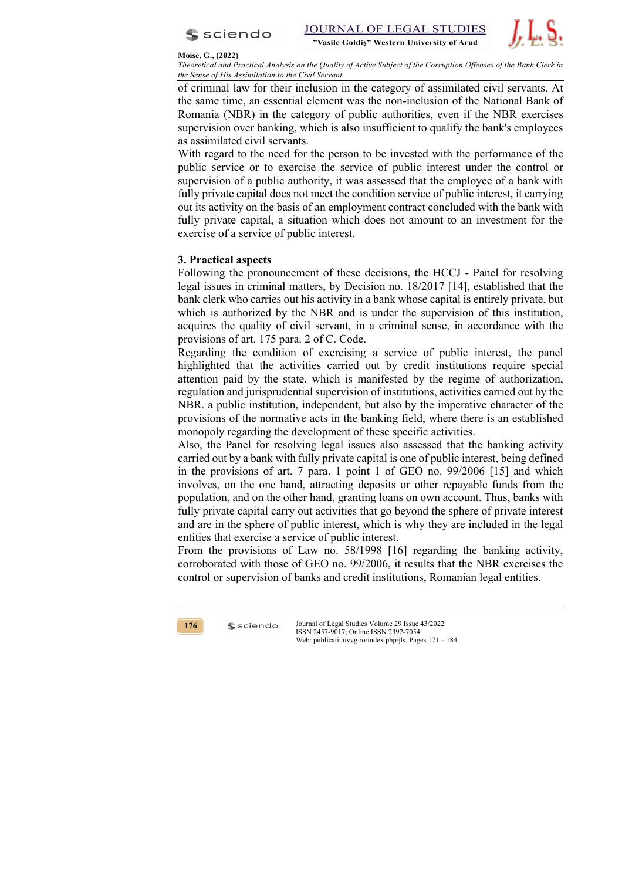of criminal law for their inclusion in the category of assimilated civil servants. At the same time, an essential element was the non-inclusion of the National Bank of Romania (NBR) in the category of public authorities, even if the NBR exercises supervision over banking, which is also insufficient to qualify the bank's employees as assimilated civil servants.

With regard to the need for the person to be invested with the performance of the public service or to exercise the service of public interest under the control or supervision of a public authority, it was assessed that the employee of a bank with fully private capital does not meet the condition service of public interest, it carrying out its activity on the basis of an employment contract concluded with the bank with fully private capital, a situation which does not amount to an investment for the exercise of a service of public interest.

## 3. Practical aspects

Following the pronouncement of these decisions, the HCCJ - Panel for resolving legal issues in criminal matters, by Decision no. 18/2017 [14], established that the bank clerk who carries out his activity in a bank whose capital is entirely private, but which is authorized by the NBR and is under the supervision of this institution, acquires the quality of civil servant, in a criminal sense, in accordance with the provisions of art. 175 para. 2 of C. Code.

Regarding the condition of exercising a service of public interest, the panel highlighted that the activities carried out by credit institutions require special attention paid by the state, which is manifested by the regime of authorization, regulation and jurisprudential supervision of institutions, activities carried out by the NBR. a public institution, independent, but also by the imperative character of the provisions of the normative acts in the banking field, where there is an established monopoly regarding the development of these specific activities.

Also, the Panel for resolving legal issues also assessed that the banking activity carried out by a bank with fully private capital is one of public interest, being defined in the provisions of art. 7 para. 1 point 1 of GEO no. 99/2006 [15] and which involves, on the one hand, attracting deposits or other repayable funds from the population, and on the other hand, granting loans on own account. Thus, banks with fully private capital carry out activities that go beyond the sphere of private interest and are in the sphere of public interest, which is why they are included in the legal entities that exercise a service of public interest.

From the provisions of Law no. 58/1998 [16] regarding the banking activity, corroborated with those of GEO no. 99/2006, it results that the NBR exercises the control or supervision of banks and credit institutions, Romanian legal entities.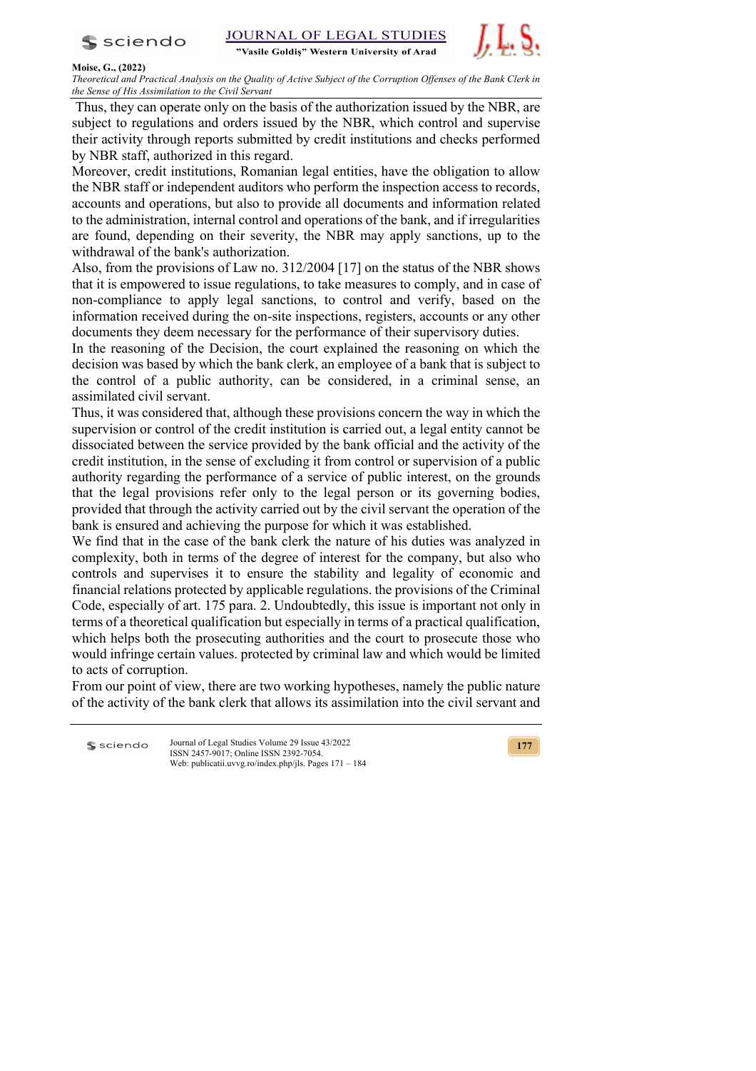Thus, they can operate only on the basis of the authorization issued by the NBR, are subject to regulations and orders issued by the NBR, which control and supervise their activity through reports submitted by credit institutions and checks performed by NBR staff, authorized in this regard.

Moreover, credit institutions, Romanian legal entities, have the obligation to allow the NBR staff or independent auditors who perform the inspection access to records, accounts and operations, but also to provide all documents and information related to the administration, internal control and operations of the bank, and if irregularities are found, depending on their severity, the NBR may apply sanctions, up to the withdrawal of the bank's authorization.

Also, from the provisions of Law no. 312/2004 [17] on the status of the NBR shows that it is empowered to issue regulations, to take measures to comply, and in case of non-compliance to apply legal sanctions, to control and verify, based on the information received during the on-site inspections, registers, accounts or any other documents they deem necessary for the performance of their supervisory duties.

In the reasoning of the Decision, the court explained the reasoning on which the decision was based by which the bank clerk, an employee of a bank that is subject to the control of a public authority, can be considered, in a criminal sense, an assimilated civil servant.

Thus, it was considered that, although these provisions concern the way in which the supervision or control of the credit institution is carried out, a legal entity cannot be dissociated between the service provided by the bank official and the activity of the credit institution, in the sense of excluding it from control or supervision of a public authority regarding the performance of a service of public interest, on the grounds that the legal provisions refer only to the legal person or its governing bodies, provided that through the activity carried out by the civil servant the operation of the bank is ensured and achieving the purpose for which it was established.

We find that in the case of the bank clerk the nature of his duties was analyzed in complexity, both in terms of the degree of interest for the company, but also who controls and supervises it to ensure the stability and legality of economic and financial relations protected by applicable regulations. the provisions of the Criminal Code, especially of art. 175 para. 2. Undoubtedly, this issue is important not only in terms of a theoretical qualification but especially in terms of a practical qualification, which helps both the prosecuting authorities and the court to prosecute those who would infringe certain values. protected by criminal law and which would be limited to acts of corruption.

From our point of view, there are two working hypotheses, namely the public nature of the activity of the bank clerk that allows its assimilation into the civil servant and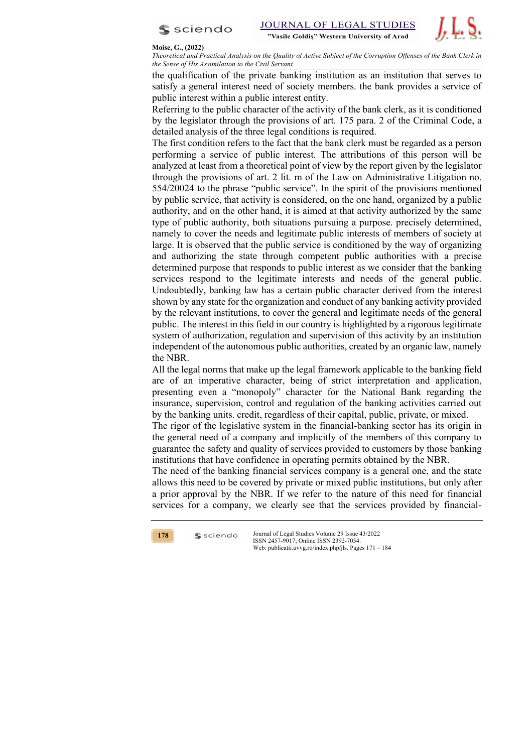the qualification of the private banking institution as an institution that serves to satisfy a general interest need of society members. the bank provides a service of public interest within a public interest entity.

Referring to the public character of the activity of the bank clerk, as it is conditioned by the legislator through the provisions of art. 175 para. 2 of the Criminal Code, a detailed analysis of the three legal conditions is required.

The first condition refers to the fact that the bank clerk must be regarded as a person performing a service of public interest. The attributions of this person will be analyzed at least from a theoretical point of view by the report given by the legislator through the provisions of art. 2 lit. m of the Law on Administrative Litigation no. 554/20024 to the phrase "public service". In the spirit of the provisions mentioned by public service, that activity is considered, on the one hand, organized by a public authority, and on the other hand, it is aimed at that activity authorized by the same type of public authority, both situations pursuing a purpose. precisely determined, namely to cover the needs and legitimate public interests of members of society at large. It is observed that the public service is conditioned by the way of organizing and authorizing the state through competent public authorities with a precise determined purpose that responds to public interest as we consider that the banking services respond to the legitimate interests and needs of the general public. Undoubtedly, banking law has a certain public character derived from the interest shown by any state for the organization and conduct of any banking activity provided by the relevant institutions, to cover the general and legitimate needs of the general public. The interest in this field in our country is highlighted by a rigorous legitimate system of authorization, regulation and supervision of this activity by an institution independent of the autonomous public authorities, created by an organic law, namely the NBR.

All the legal norms that make up the legal framework applicable to the banking field are of an imperative character, being of strict interpretation and application, presenting even a "monopoly" character for the National Bank regarding the insurance, supervision, control and regulation of the banking activities carried out by the banking units. credit, regardless of their capital, public, private, or mixed.

The rigor of the legislative system in the financial-banking sector has its origin in the general need of a company and implicitly of the members of this company to guarantee the safety and quality of services provided to customers by those banking institutions that have confidence in operating permits obtained by the NBR.

The need of the banking financial services company is a general one, and the state allows this need to be covered by private or mixed public institutions, but only after a prior approval by the NBR. If we refer to the nature of this need for financial services for a company, we clearly see that the services provided by financial-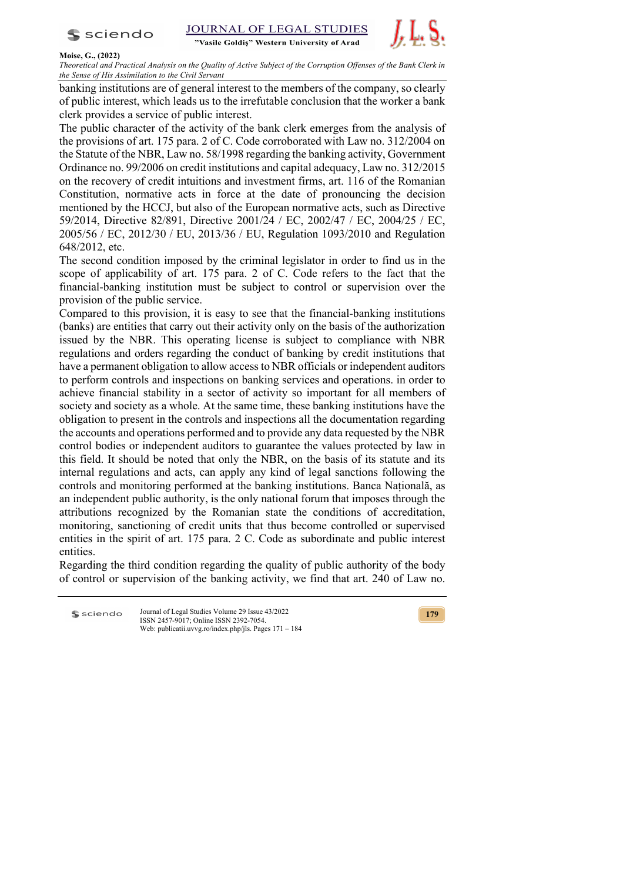banking institutions are of general interest to the members of the company, so clearly of public interest, which leads us to the irrefutable conclusion that the worker a bank clerk provides a service of public interest.

The public character of the activity of the bank clerk emerges from the analysis of the provisions of art. 175 para. 2 of C. Code corroborated with Law no. 312/2004 on the Statute of the NBR, Law no. 58/1998 regarding the banking activity, Government Ordinance no. 99/2006 on credit institutions and capital adequacy, Law no. 312/2015 on the recovery of credit intuitions and investment firms, art. 116 of the Romanian Constitution, normative acts in force at the date of pronouncing the decision mentioned by the HCCJ, but also of the European normative acts, such as Directive 59/2014, Directive 82/891, Directive 2001/24 / EC, 2002/47 / EC, 2004/25 / EC, 2005/56 / EC, 2012/30 / EU, 2013/36 / EU, Regulation 1093/2010 and Regulation 648/2012, etc.

The second condition imposed by the criminal legislator in order to find us in the scope of applicability of art. 175 para. 2 of C. Code refers to the fact that the financial-banking institution must be subject to control or supervision over the provision of the public service.

Compared to this provision, it is easy to see that the financial-banking institutions (banks) are entities that carry out their activity only on the basis of the authorization issued by the NBR. This operating license is subject to compliance with NBR regulations and orders regarding the conduct of banking by credit institutions that have a permanent obligation to allow access to NBR officials or independent auditors to perform controls and inspections on banking services and operations. in order to achieve financial stability in a sector of activity so important for all members of society and society as a whole. At the same time, these banking institutions have the obligation to present in the controls and inspections all the documentation regarding the accounts and operations performed and to provide any data requested by the NBR control bodies or independent auditors to guarantee the values protected by law in this field. It should be noted that only the NBR, on the basis of its statute and its internal regulations and acts, can apply any kind of legal sanctions following the controls and monitoring performed at the banking institutions. Banca Națională, as an independent public authority, is the only national forum that imposes through the attributions recognized by the Romanian state the conditions of accreditation, monitoring, sanctioning of credit units that thus become controlled or supervised entities in the spirit of art. 175 para. 2 C. Code as subordinate and public interest entities.

Regarding the third condition regarding the quality of public authority of the body of control or supervision of the banking activity, we find that art. 240 of Law no.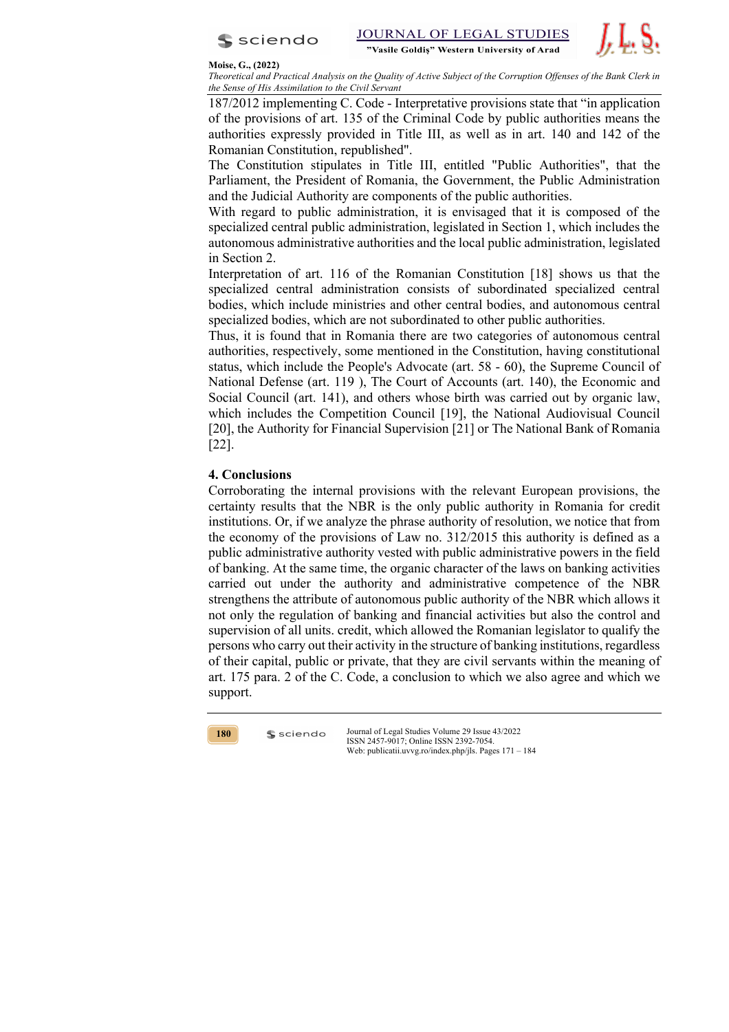187/2012 implementing C. Code - Interpretative provisions state that "in application of the provisions of art. 135 of the Criminal Code by public authorities means the authorities expressly provided in Title III, as well as in art. 140 and 142 of the Romanian Constitution, republished".

The Constitution stipulates in Title III, entitled "Public Authorities", that the Parliament, the President of Romania, the Government, the Public Administration and the Judicial Authority are components of the public authorities.

With regard to public administration, it is envisaged that it is composed of the specialized central public administration, legislated in Section 1, which includes the autonomous administrative authorities and the local public administration, legislated in Section 2.

Interpretation of art. 116 of the Romanian Constitution [18] shows us that the specialized central administration consists of subordinated specialized central bodies, which include ministries and other central bodies, and autonomous central specialized bodies, which are not subordinated to other public authorities.

Thus, it is found that in Romania there are two categories of autonomous central authorities, respectively, some mentioned in the Constitution, having constitutional status, which include the People's Advocate (art. 58 - 60), the Supreme Council of National Defense (art. 119 ), The Court of Accounts (art. 140), the Economic and Social Council (art. 141), and others whose birth was carried out by organic law, which includes the Competition Council [19], the National Audiovisual Council [20], the Authority for Financial Supervision [21] or The National Bank of Romania [22].

## 4. Conclusions

Corroborating the internal provisions with the relevant European provisions, the certainty results that the NBR is the only public authority in Romania for credit institutions. Or, if we analyze the phrase authority of resolution, we notice that from the economy of the provisions of Law no. 312/2015 this authority is defined as a public administrative authority vested with public administrative powers in the field of banking. At the same time, the organic character of the laws on banking activities carried out under the authority and administrative competence of the NBR strengthens the attribute of autonomous public authority of the NBR which allows it not only the regulation of banking and financial activities but also the control and supervision of all units. credit, which allowed the Romanian legislator to qualify the persons who carry out their activity in the structure of banking institutions, regardless of their capital, public or private, that they are civil servants within the meaning of art. 175 para. 2 of the C. Code, a conclusion to which we also agree and which we support.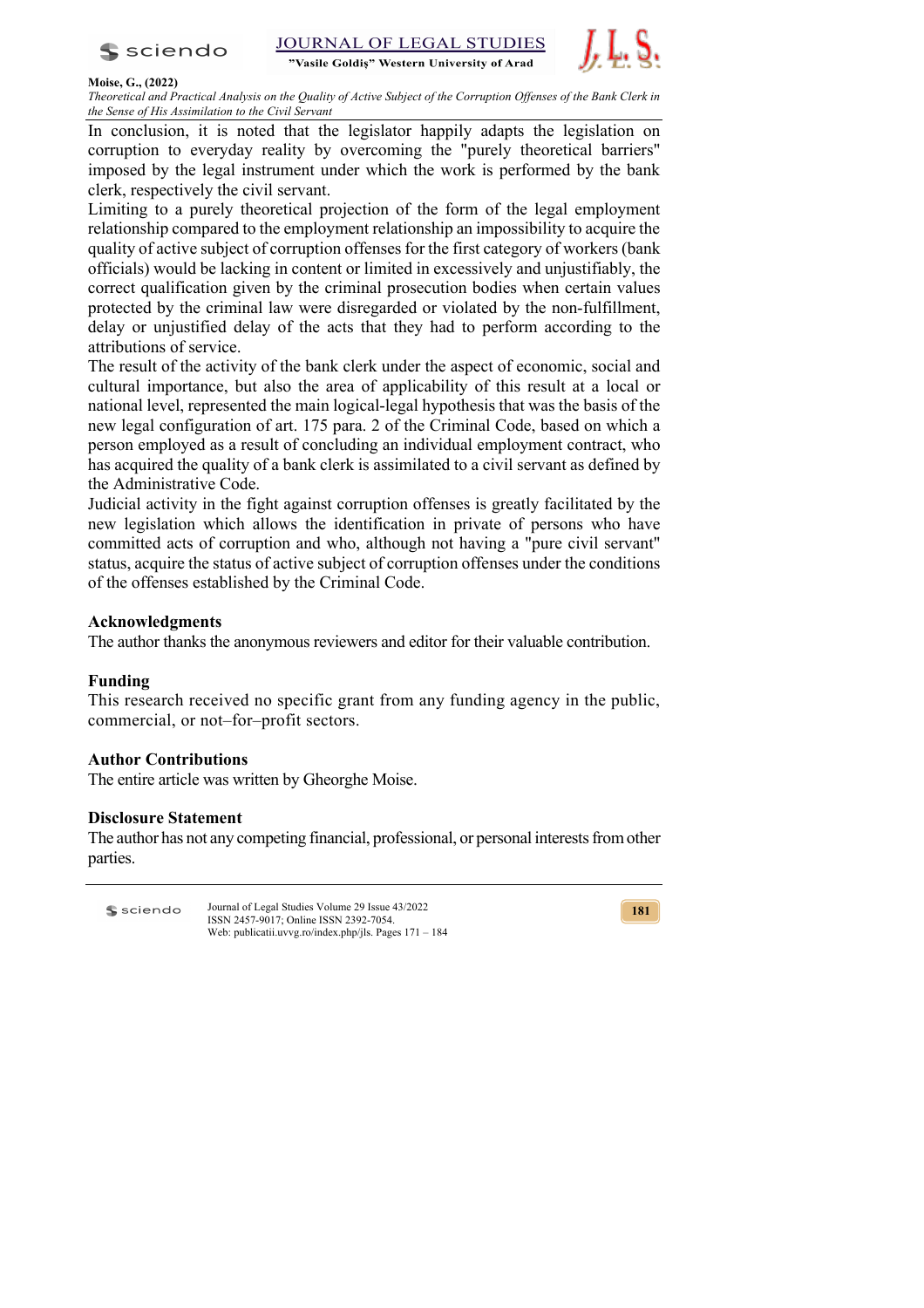In conclusion, it is noted that the legislator happily adapts the legislation on corruption to everyday reality by overcoming the "purely theoretical barriers" imposed by the legal instrument under which the work is performed by the bank clerk, respectively the civil servant.

Limiting to a purely theoretical projection of the form of the legal employment relationship compared to the employment relationship an impossibility to acquire the quality of active subject of corruption offenses for the first category of workers (bank officials) would be lacking in content or limited in excessively and unjustifiably, the correct qualification given by the criminal prosecution bodies when certain values protected by the criminal law were disregarded or violated by the non-fulfillment, delay or unjustified delay of the acts that they had to perform according to the attributions of service.

The result of the activity of the bank clerk under the aspect of economic, social and cultural importance, but also the area of applicability of this result at a local or national level, represented the main logical-legal hypothesis that was the basis of the new legal configuration of art. 175 para. 2 of the Criminal Code, based on which a person employed as a result of concluding an individual employment contract, who has acquired the quality of a bank clerk is assimilated to a civil servant as defined by the Administrative Code.

Judicial activity in the fight against corruption offenses is greatly facilitated by the new legislation which allows the identification in private of persons who have committed acts of corruption and who, although not having a "pure civil servant" status, acquire the status of active subject of corruption offenses under the conditions of the offenses established by the Criminal Code.

## Acknowledgments

The author thanks the anonymous reviewers and editor for their valuable contribution.

## Funding

This research received no specific grant from any funding agency in the public, commercial, or not–for–profit sectors.

## Author Contributions

The entire article was written by Gheorghe Moise.

## Disclosure Statement

The author has not any competing financial, professional, or personal interests from other parties.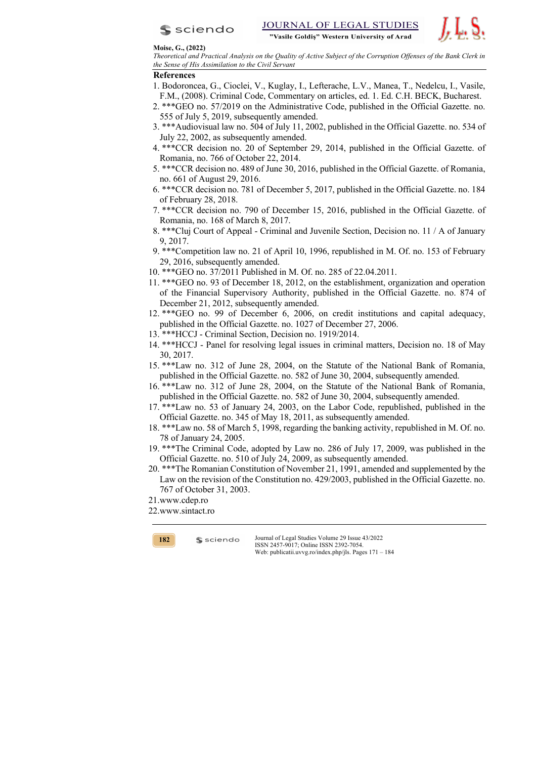## References

1. Bodoroncea, G., Cioclei, V., Kuglay, I., Lefterache, L.V., Manea, T., Nedelcu, I., Vasile, F.M., (2008). Criminal Code, Commentary on articles, ed. 1. Ed. C.H. BECK, Bucharest.
2. ***GEO no. 57/2019 on the Administrative Code, published in the Official Gazette. no. 555 of July 5, 2019, subsequently amended.
3. ***Audiovisual law no. 504 of July 11, 2002, published in the Official Gazette. no. 534 of July 22, 2002, as subsequently amended.
4. ***CCR decision no. 20 of September 29, 2014, published in the Official Gazette. of Romania, no. 766 of October 22, 2014.
5. ***CCR decision no. 489 of June 30, 2016, published in the Official Gazette. of Romania, no. 661 of August 29, 2016.
6. ***CCR decision no. 781 of December 5, 2017, published in the Official Gazette. no. 184 of February 28, 2018.
7. ***CCR decision no. 790 of December 15, 2016, published in the Official Gazette. of Romania, no. 168 of March 8, 2017.
8. ***Cluj Court of Appeal - Criminal and Juvenile Section, Decision no. 11 / A of January 9, 2017.
9. ***Competition law no. 21 of April 10, 1996, republished in M. Of. no. 153 of February 29, 2016, subsequently amended.
10. ***GEO no. 37/2011 Published in M. Of. no. 285 of 22.04.2011.
11. ***GEO no. 93 of December 18, 2012, on the establishment, organization and operation of the Financial Supervisory Authority, published in the Official Gazette. no. 874 of December 21, 2012, subsequently amended.
12. ***GEO no. 99 of December 6, 2006, on credit institutions and capital adequacy, published in the Official Gazette. no. 1027 of December 27, 2006.
13. ***HCCJ - Criminal Section, Decision no. 1919/2014.
14. ***HCCJ - Panel for resolving legal issues in criminal matters, Decision no. 18 of May 30, 2017.
15. ***Law no. 312 of June 28, 2004, on the Statute of the National Bank of Romania, published in the Official Gazette. no. 582 of June 30, 2004, subsequently amended.
16. ***Law no. 312 of June 28, 2004, on the Statute of the National Bank of Romania, published in the Official Gazette. no. 582 of June 30, 2004, subsequently amended.
17. ***Law no. 53 of January 24, 2003, on the Labor Code, republished, published in the Official Gazette. no. 345 of May 18, 2011, as subsequently amended.
18. ***Law no. 58 of March 5, 1998, regarding the banking activity, republished in M. Of. no. 78 of January 24, 2005.
19. ***The Criminal Code, adopted by Law no. 286 of July 17, 2009, was published in the Official Gazette. no. 510 of July 24, 2009, as subsequently amended.
20. ***The Romanian Constitution of November 21, 1991, amended and supplemented by the Law on the revision of the Constitution no. 429/2003, published in the Official Gazette. no. 767 of October 31, 2003.
21. www.cdep.ro
22. www.sintact.ro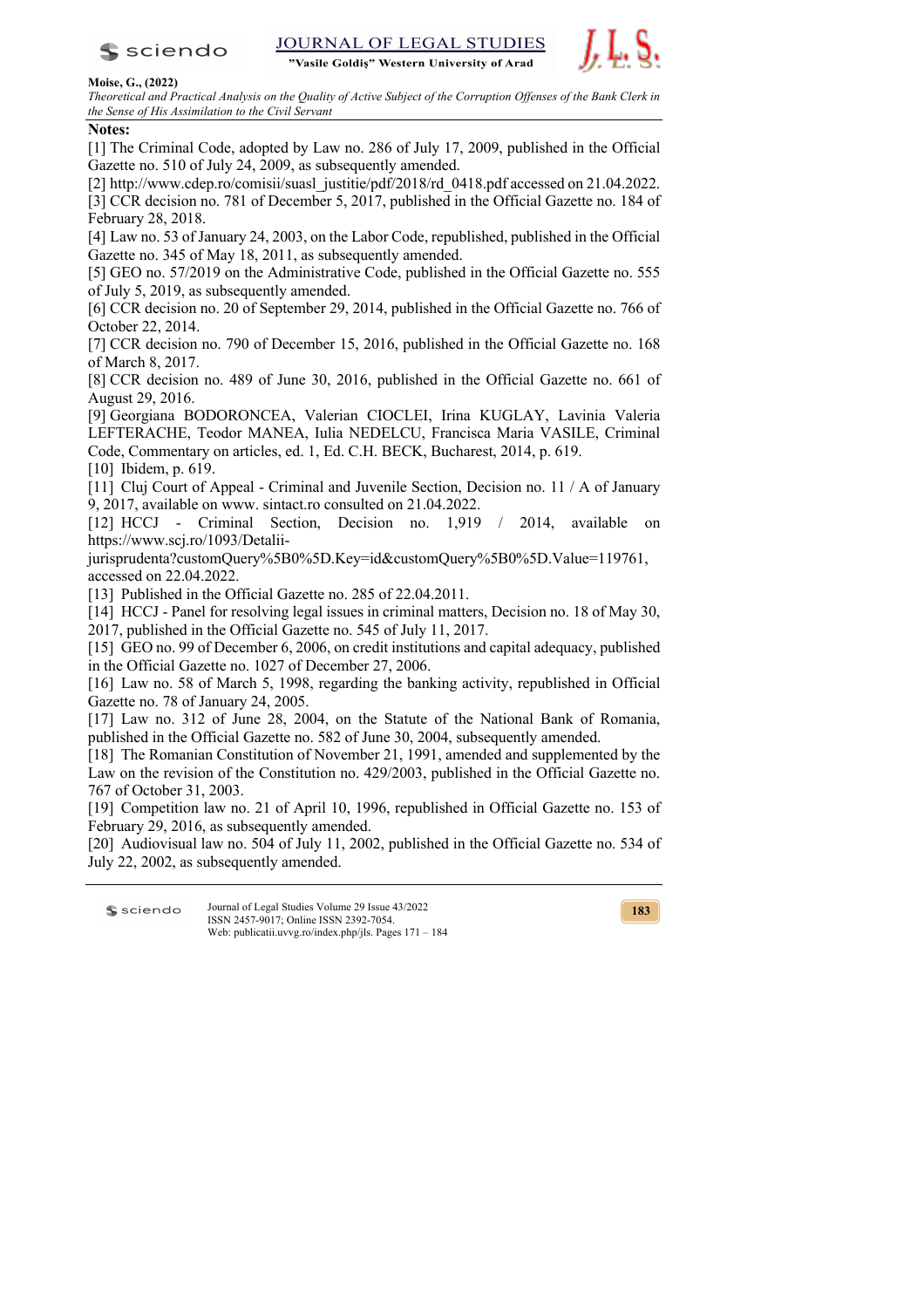**Notes:**

[1] The Criminal Code, adopted by Law no. 286 of July 17, 2009, published in the Official Gazette no. 510 of July 24, 2009, as subsequently amended.

[2] http://www.cdep.ro/comisii/suasl_justitie/pdf/2018/rd_0418.pdf accessed on 21.04.2022.

[3] CCR decision no. 781 of December 5, 2017, published in the Official Gazette no. 184 of February 28, 2018.

[4] Law no. 53 of January 24, 2003, on the Labor Code, republished, published in the Official Gazette no. 345 of May 18, 2011, as subsequently amended.

[5] GEO no. 57/2019 on the Administrative Code, published in the Official Gazette no. 555 of July 5, 2019, as subsequently amended.

[6] CCR decision no. 20 of September 29, 2014, published in the Official Gazette no. 766 of October 22, 2014.

[7] CCR decision no. 790 of December 15, 2016, published in the Official Gazette no. 168 of March 8, 2017.

[8] CCR decision no. 489 of June 30, 2016, published in the Official Gazette no. 661 of August 29, 2016.

[9] Georgiana BODORONCEA, Valerian CIOCLEI, Irina KUGLAY, Lavinia Valeria LEFTERACHE, Teodor MANEA, Iulia NEDELCU, Francisca Maria VASILE, Criminal Code, Commentary on articles, ed. 1, Ed. C.H. BECK, Bucharest, 2014, p. 619.

[10] Ibidem, p. 619.

[11] Cluj Court of Appeal - Criminal and Juvenile Section, Decision no. 11 / A of January 9, 2017, available on www. sintact.ro consulted on 21.04.2022.

[12] HCCJ - Criminal Section, Decision no. 1,919 / 2014, available on https://www.scj.ro/1093/Detalii-jurisprudenta?customQuery%5B0%5D.Key=id&customQuery%5B0%5D.Value=119761, accessed on 22.04.2022.

[13] Published in the Official Gazette no. 285 of 22.04.2011.

[14] HCCJ - Panel for resolving legal issues in criminal matters, Decision no. 18 of May 30, 2017, published in the Official Gazette no. 545 of July 11, 2017.

[15] GEO no. 99 of December 6, 2006, on credit institutions and capital adequacy, published in the Official Gazette no. 1027 of December 27, 2006.

[16] Law no. 58 of March 5, 1998, regarding the banking activity, republished in Official Gazette no. 78 of January 24, 2005.

[17] Law no. 312 of June 28, 2004, on the Statute of the National Bank of Romania, published in the Official Gazette no. 582 of June 30, 2004, subsequently amended.

[18] The Romanian Constitution of November 21, 1991, amended and supplemented by the Law on the revision of the Constitution no. 429/2003, published in the Official Gazette no. 767 of October 31, 2003.

[19] Competition law no. 21 of April 10, 1996, republished in Official Gazette no. 153 of February 29, 2016, as subsequently amended.

[20] Audiovisual law no. 504 of July 11, 2002, published in the Official Gazette no. 534 of July 22, 2002, as subsequently amended.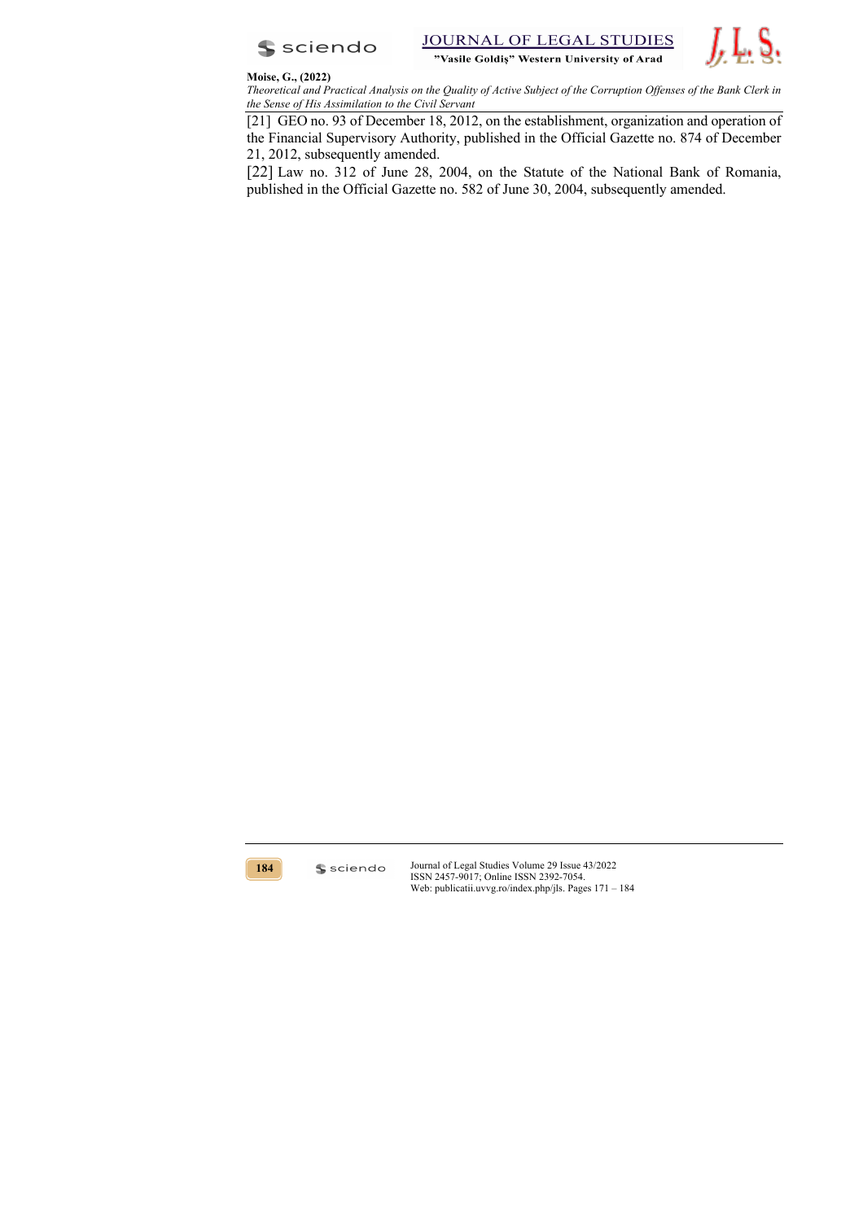[21] GEO no. 93 of December 18, 2012, on the establishment, organization and operation of the Financial Supervisory Authority, published in the Official Gazette no. 874 of December 21, 2012, subsequently amended.

[22] Law no. 312 of June 28, 2004, on the Statute of the National Bank of Romania, published in the Official Gazette no. 582 of June 30, 2004, subsequently amended.